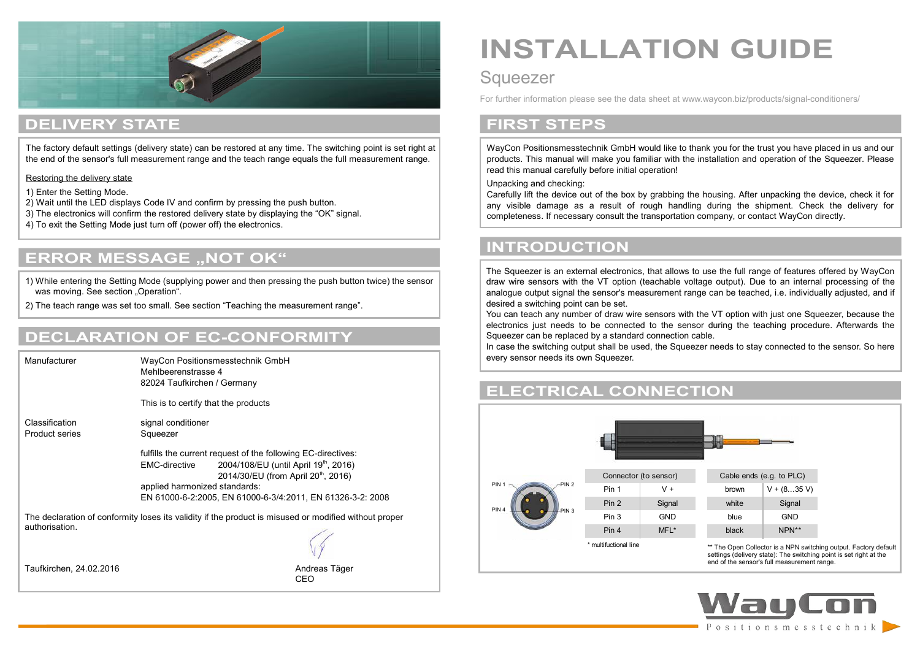# INSTALLATION GUIDE

## Squeezer

For further information please see the data sheet at www.waycon.biz/products/signal-conditioners/

## DELIVERY STATE

The factory default settings (delivery state) can be restored at any time. The switching point is set right at the end of the sensor's full measurement range and the teach range equals the full measurement range.

Restoring the delivery state

1) Enter the Setting Mode.
2) Wait until the LED displays Code IV and confirm by pressing the push button.
3) The electronics will confirm the restored delivery state by displaying the “OK” signal.
4) To exit the Setting Mode just turn off (power off) the electronics.

## ERROR MESSAGE „NOT OK“

1) While entering the Setting Mode (supplying power and then pressing the push button twice) the sensor was moving. See section „Operation“.
2) The teach range was set too small. See section “Teaching the measurement range”.

## DECLARATION OF EC-CONFORMITY

| | |
|---|---|
| Manufacturer | WayCon Positionsmesstechnik GmbH<br>Mehlbeerenstrasse 4<br>82024 Taufkirchen / Germany |
| | This is to certify that the products |
| Classification | signal conditioner |
| Product series | Squeezer |
| | fulfills the current request of the following EC-directives:<br>EMC-directive 2004/108/EU (until April 19th, 2016)<br>2014/30/EU (from April 20th, 2016)<br>applied harmonized standards:<br>EN 61000-6-2:2005, EN 61000-6-3/4:2011, EN 61326-3-2: 2008 |

The declaration of conformity loses its validity if the product is misused or modified without proper authorisation.

Taufkirchen, 24.02.2016

Andreas Täger
CEO

## FIRST STEPS

WayCon Positionsmesstechnik GmbH would like to thank you for the trust you have placed in us and our products. This manual will make you familiar with the installation and operation of the Squeezer. Please read this manual carefully before initial operation!

Unpacking and checking:
Carefully lift the device out of the box by grabbing the housing. After unpacking the device, check it for any visible damage as a result of rough handling during the shipment. Check the delivery for completeness. If necessary consult the transportation company, or contact WayCon directly.

## INTRODUCTION

The Squeezer is an external electronics, that allows to use the full range of features offered by WayCon draw wire sensors with the VT option (teachable voltage output). Due to an internal processing of the analogue output signal the sensor's measurement range can be teached, i.e. individually adjusted, and if desired a switching point can be set.
You can teach any number of draw wire sensors with the VT option with just one Squeezer, because the electronics just needs to be connected to the sensor during the teaching procedure. Afterwards the Squeezer can be replaced by a standard connection cable.
In case the switching output shall be used, the Squeezer needs to stay connected to the sensor. So here every sensor needs its own Squeezer.

## ELECTRICAL CONNECTION

PIN 1, PIN 2, PIN 3, PIN 4

| Connector (to sensor) | |
|---|---|
| Pin 1 | V + |
| Pin 2 | Signal |
| Pin 3 | GND |
| Pin 4 | MFL* |

\* multifuctional line

| Cable ends (e.g. to PLC) | |
|---|---|
| brown | V + (8…35 V) |
| white | Signal |
| blue | GND |
| black | NPN** |

** The Open Collector is a NPN switching output. Factory default settings (delivery state): The switching point is set right at the end of the sensor's full measurement range.

WayCon Positionsmesstechnik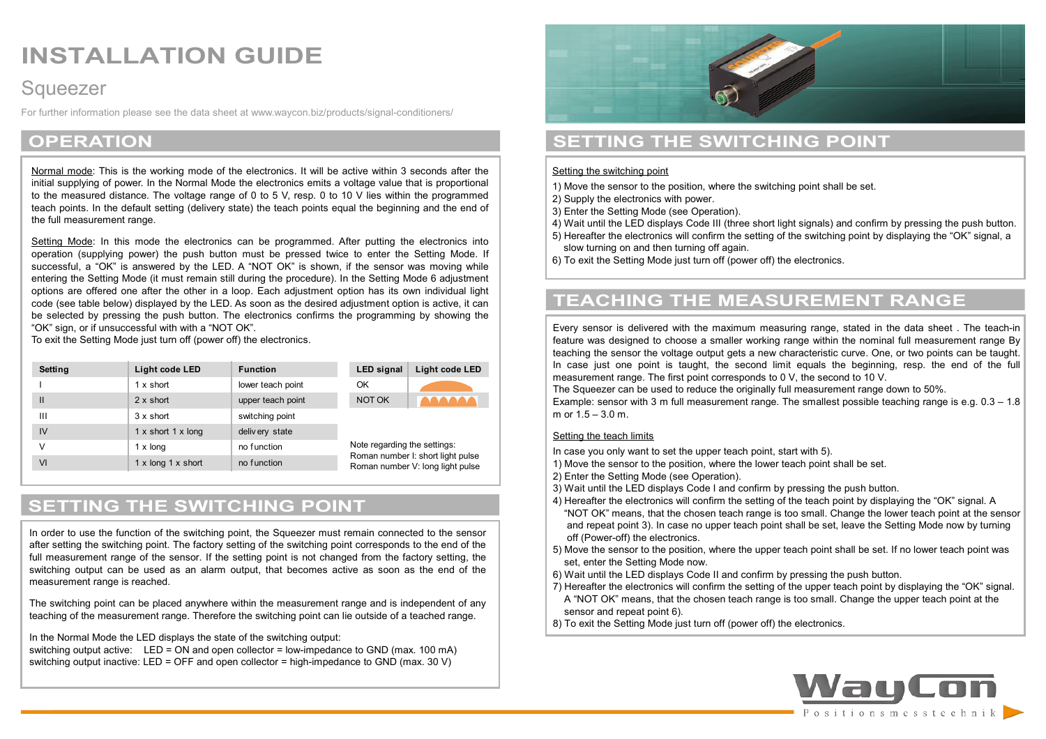# INSTALLATION GUIDE

## Squeezer

For further information please see the data sheet at www.waycon.biz/products/signal-conditioners/

## OPERATION

Normal mode: This is the working mode of the electronics. It will be active within 3 seconds after the initial supplying of power. In the Normal Mode the electronics emits a voltage value that is proportional to the measured distance. The voltage range of 0 to 5 V, resp. 0 to 10 V lies within the programmed teach points. In the default setting (delivery state) the teach points equal the beginning and the end of the full measurement range.

Setting Mode: In this mode the electronics can be programmed. After putting the electronics into operation (supplying power) the push button must be pressed twice to enter the Setting Mode. If successful, a "OK" is answered by the LED. A "NOT OK" is shown, if the sensor was moving while entering the Setting Mode (it must remain still during the procedure). In the Setting Mode 6 adjustment options are offered one after the other in a loop. Each adjustment option has its own individual light code (see table below) displayed by the LED. As soon as the desired adjustment option is active, it can be selected by pressing the push button. The electronics confirms the programming by showing the "OK" sign, or if unsuccessful with with a "NOT OK".
To exit the Setting Mode just turn off (power off) the electronics.

| Setting | Light code LED | Function |
|---|---|---|
| I | 1 x short | lower teach point |
| II | 2 x short | upper teach point |
| III | 3 x short | switching point |
| IV | 1 x short 1 x long | delivery state |
| V | 1 x long | no function |
| VI | 1 x long 1 x short | no function |

| LED signal | Light code LED |
|---|---|
| OK | |
| NOT OK | |

Note regarding the settings:
Roman number I: short light pulse
Roman number V: long light pulse

## SETTING THE SWITCHING POINT

In order to use the function of the switching point, the Squeezer must remain connected to the sensor after setting the switching point. The factory setting of the switching point corresponds to the end of the full measurement range of the sensor. If the setting point is not changed from the factory setting, the switching output can be used as an alarm output, that becomes active as soon as the end of the measurement range is reached.

The switching point can be placed anywhere within the measurement range and is independent of any teaching of the measurement range. Therefore the switching point can lie outside of a teached range.

In the Normal Mode the LED displays the state of the switching output:
switching output active: LED = ON and open collector = low-impedance to GND (max. 100 mA)
switching output inactive: LED = OFF and open collector = high-impedance to GND (max. 30 V)

## SETTING THE SWITCHING POINT

Setting the switching point

1) Move the sensor to the position, where the switching point shall be set.
2) Supply the electronics with power.
3) Enter the Setting Mode (see Operation).
4) Wait until the LED displays Code III (three short light signals) and confirm by pressing the push button.
5) Hereafter the electronics will confirm the setting of the switching point by displaying the "OK" signal, a slow turning on and then turning off again.
6) To exit the Setting Mode just turn off (power off) the electronics.

## TEACHING THE MEASUREMENT RANGE

Every sensor is delivered with the maximum measuring range, stated in the data sheet . The teach-in feature was designed to choose a smaller working range within the nominal full measurement range By teaching the sensor the voltage output gets a new characteristic curve. One, or two points can be taught. In case just one point is taught, the second limit equals the beginning, resp. the end of the full measurement range. The first point corresponds to 0 V, the second to 10 V.
The Squeezer can be used to reduce the originally full measurement range down to 50%.
Example: sensor with 3 m full measurement range. The smallest possible teaching range is e.g. 0.3 – 1.8 m or 1.5 – 3.0 m.

Setting the teach limits

In case you only want to set the upper teach point, start with 5).

1) Move the sensor to the position, where the lower teach point shall be set.
2) Enter the Setting Mode (see Operation).
3) Wait until the LED displays Code I and confirm by pressing the push button.
4) Hereafter the electronics will confirm the setting of the teach point by displaying the "OK" signal. A "NOT OK" means, that the chosen teach range is too small. Change the lower teach point at the sensor and repeat point 3). In case no upper teach point shall be set, leave the Setting Mode now by turning off (Power-off) the electronics.
5) Move the sensor to the position, where the upper teach point shall be set. If no lower teach point was set, enter the Setting Mode now.
6) Wait until the LED displays Code II and confirm by pressing the push button.
7) Hereafter the electronics will confirm the setting of the upper teach point by displaying the "OK" signal. A "NOT OK" means, that the chosen teach range is too small. Change the upper teach point at the sensor and repeat point 6).
8) To exit the Setting Mode just turn off (power off) the electronics.

WayCon Positionsmesstechnik